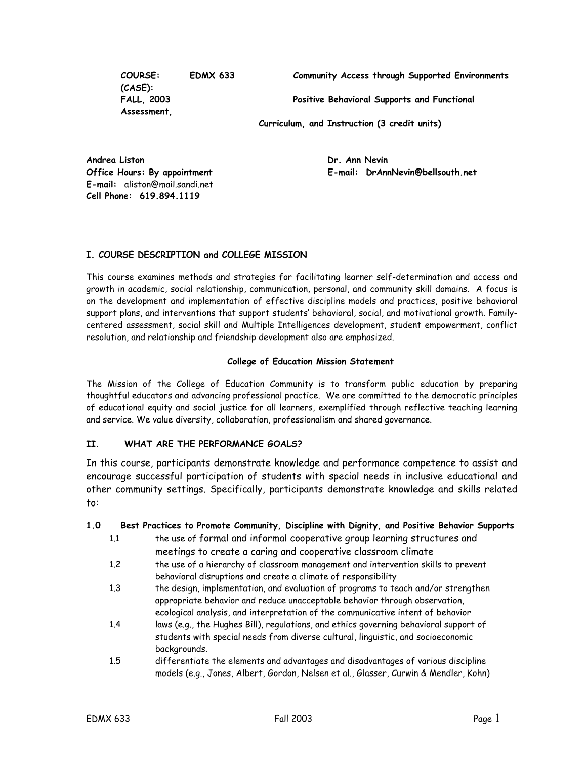**COURSE:** **EDMX 633** **Community Access through Supported Environments (CASE):**
**FALL, 2003** **Positive Behavioral Supports and Functional Assessment,**
**Curriculum, and Instruction (3 credit units)**

**Andrea Liston**
**Office Hours: By appointment**
**E-mail:** aliston@mail.sandi.net
**Cell Phone: 619.894.1119**

**Dr. Ann Nevin**
**E-mail: DrAnnNevin@bellsouth.net**

## I. COURSE DESCRIPTION and COLLEGE MISSION

This course examines methods and strategies for facilitating learner self-determination and access and growth in academic, social relationship, communication, personal, and community skill domains. A focus is on the development and implementation of effective discipline models and practices, positive behavioral support plans, and interventions that support students' behavioral, social, and motivational growth. Family-centered assessment, social skill and Multiple Intelligences development, student empowerment, conflict resolution, and relationship and friendship development also are emphasized.

### College of Education Mission Statement

The Mission of the College of Education Community is to transform public education by preparing thoughtful educators and advancing professional practice. We are committed to the democratic principles of educational equity and social justice for all learners, exemplified through reflective teaching learning and service. We value diversity, collaboration, professionalism and shared governance.

## II. WHAT ARE THE PERFORMANCE GOALS?

In this course, participants demonstrate knowledge and performance competence to assist and encourage successful participation of students with special needs in inclusive educational and other community settings. Specifically, participants demonstrate knowledge and skills related to:

**1.0 Best Practices to Promote Community, Discipline with Dignity, and Positive Behavior Supports**

- 1.1 the use of formal and informal cooperative group learning structures and meetings to create a caring and cooperative classroom climate
- 1.2 the use of a hierarchy of classroom management and intervention skills to prevent behavioral disruptions and create a climate of responsibility
- 1.3 the design, implementation, and evaluation of programs to teach and/or strengthen appropriate behavior and reduce unacceptable behavior through observation, ecological analysis, and interpretation of the communicative intent of behavior
- 1.4 laws (e.g., the Hughes Bill), regulations, and ethics governing behavioral support of students with special needs from diverse cultural, linguistic, and socioeconomic backgrounds.
- 1.5 differentiate the elements and advantages and disadvantages of various discipline models (e.g., Jones, Albert, Gordon, Nelsen et al., Glasser, Curwin & Mendler, Kohn)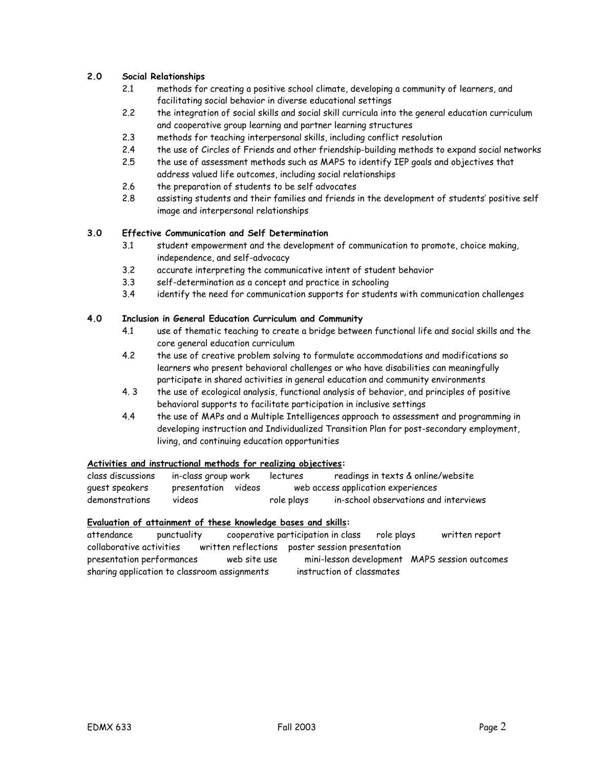**2.0 Social Relationships**

- 2.1 methods for creating a positive school climate, developing a community of learners, and facilitating social behavior in diverse educational settings
- 2.2 the integration of social skills and social skill curricula into the general education curriculum and cooperative group learning and partner learning structures
- 2.3 methods for teaching interpersonal skills, including conflict resolution
- 2.4 the use of Circles of Friends and other friendship-building methods to expand social networks
- 2.5 the use of assessment methods such as MAPS to identify IEP goals and objectives that address valued life outcomes, including social relationships
- 2.6 the preparation of students to be self advocates
- 2.8 assisting students and their families and friends in the development of students' positive self image and interpersonal relationships

**3.0 Effective Communication and Self Determination**

- 3.1 student empowerment and the development of communication to promote, choice making, independence, and self-advocacy
- 3.2 accurate interpreting the communicative intent of student behavior
- 3.3 self-determination as a concept and practice in schooling
- 3.4 identify the need for communication supports for students with communication challenges

**4.0 Inclusion in General Education Curriculum and Community**

- 4.1 use of thematic teaching to create a bridge between functional life and social skills and the core general education curriculum
- 4.2 the use of creative problem solving to formulate accommodations and modifications so learners who present behavioral challenges or who have disabilities can meaningfully participate in shared activities in general education and community environments
- 4. 3 the use of ecological analysis, functional analysis of behavior, and principles of positive behavioral supports to facilitate participation in inclusive settings
- 4.4 the use of MAPs and a Multiple Intelligences approach to assessment and programming in developing instruction and Individualized Transition Plan for post-secondary employment, living, and continuing education opportunities

**Activities and instructional methods for realizing objectives:**

class discussions · in-class group work · lectures · readings in texts & online/website
guest speakers · presentation videos · web access application experiences
demonstrations · videos · role plays · in-school observations and interviews

**Evaluation of attainment of these knowledge bases and skills:**

attendance · punctuality · cooperative participation in class · role plays · written report
collaborative activities · written reflections · poster session presentation
presentation performances · web site use · mini-lesson development · MAPS session outcomes
sharing application to classroom assignments · instruction of classmates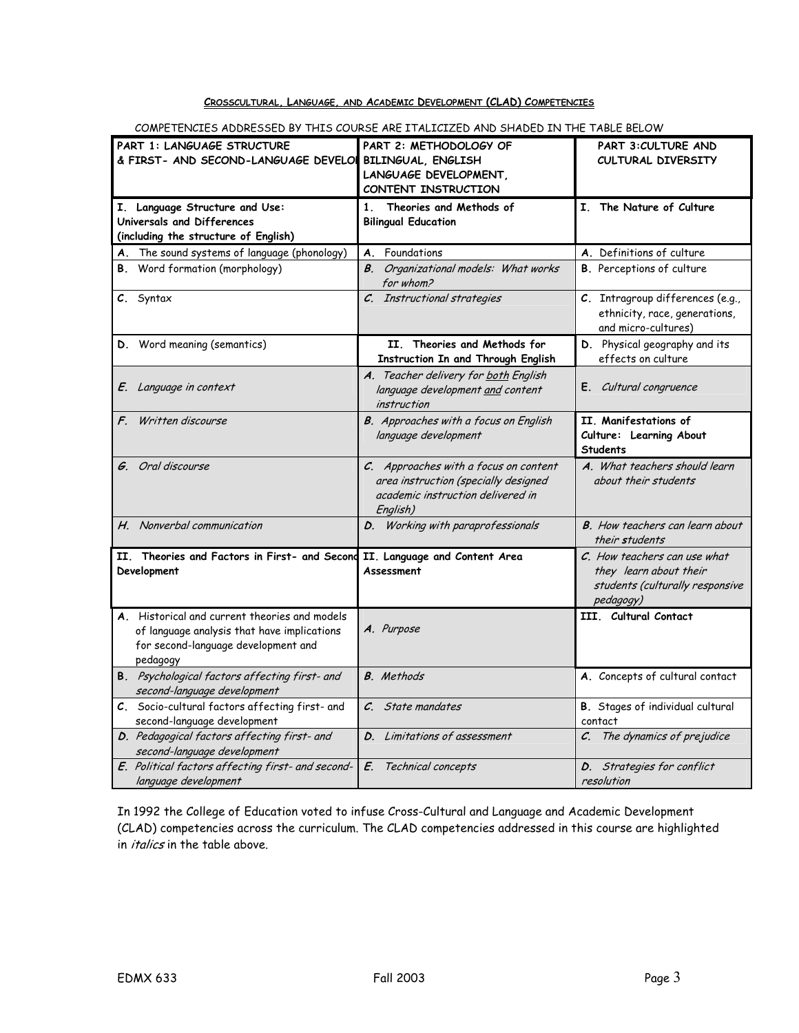## Crosscultural, Language, and Academic Development (CLAD) Competencies

COMPETENCIES ADDRESSED BY THIS COURSE ARE ITALICIZED AND SHADED IN THE TABLE BELOW

| **PART 1: LANGUAGE STRUCTURE & FIRST- AND SECOND-LANGUAGE DEVELOPMENT** | **PART 2: METHODOLOGY OF BILINGUAL, ENGLISH LANGUAGE DEVELOPMENT, CONTENT INSTRUCTION** | **PART 3: CULTURE AND CULTURAL DIVERSITY** |
|---|---|---|
| **I. Language Structure and Use: Universals and Differences (including the structure of English)** | **1. Theories and Methods of Bilingual Education** | **I. The Nature of Culture** |
| **A.** The sound systems of language (phonology) | **A.** Foundations | **A.** Definitions of culture |
| **B.** Word formation (morphology) | ***B.*** *Organizational models: What works for whom?* | **B.** Perceptions of culture |
| **C.** Syntax | ***C.*** *Instructional strategies* | **C.** Intragroup differences (e.g., ethnicity, race, generations, and micro-cultures) |
| **D.** Word meaning (semantics) | **II. Theories and Methods for Instruction In and Through English** | **D.** Physical geography and its effects on culture |
| ***E.*** *Language in context* | ***A.*** *Teacher delivery for both English language development and content instruction* | **E.** *Cultural congruence* |
| ***F.*** *Written discourse* | ***B.*** *Approaches with a focus on English language development* | **II. Manifestations of Culture: Learning About Students** |
| ***G.*** *Oral discourse* | ***C.*** *Approaches with a focus on content area instruction (specially designed academic instruction delivered in English)* | ***A.*** *What teachers should learn about their students* |
| ***H.*** *Nonverbal communication* | ***D.*** *Working with paraprofessionals* | ***B.*** *How teachers can learn about their students* |
| **II. Theories and Factors in First- and Second Development** | **II. Language and Content Area Assessment** | ***C.*** *How teachers can use what they learn about their students (culturally responsive pedagogy)* |
| **A.** Historical and current theories and models of language analysis that have implications for second-language development and pedagogy | ***A.*** *Purpose* | **III. Cultural Contact** |
| **B.** *Psychological factors affecting first- and second-language development* | ***B.*** *Methods* | **A.** Concepts of cultural contact |
| **C.** Socio-cultural factors affecting first- and second-language development | ***C.*** *State mandates* | **B.** Stages of individual cultural contact |
| ***D.*** *Pedagogical factors affecting first- and second-language development* | ***D.*** *Limitations of assessment* | ***C.*** *The dynamics of prejudice* |
| ***E.*** *Political factors affecting first- and second-language development* | ***E.*** *Technical concepts* | ***D.*** *Strategies for conflict resolution* |

In 1992 the College of Education voted to infuse Cross-Cultural and Language and Academic Development (CLAD) competencies across the curriculum. The CLAD competencies addressed in this course are highlighted in *italics* in the table above.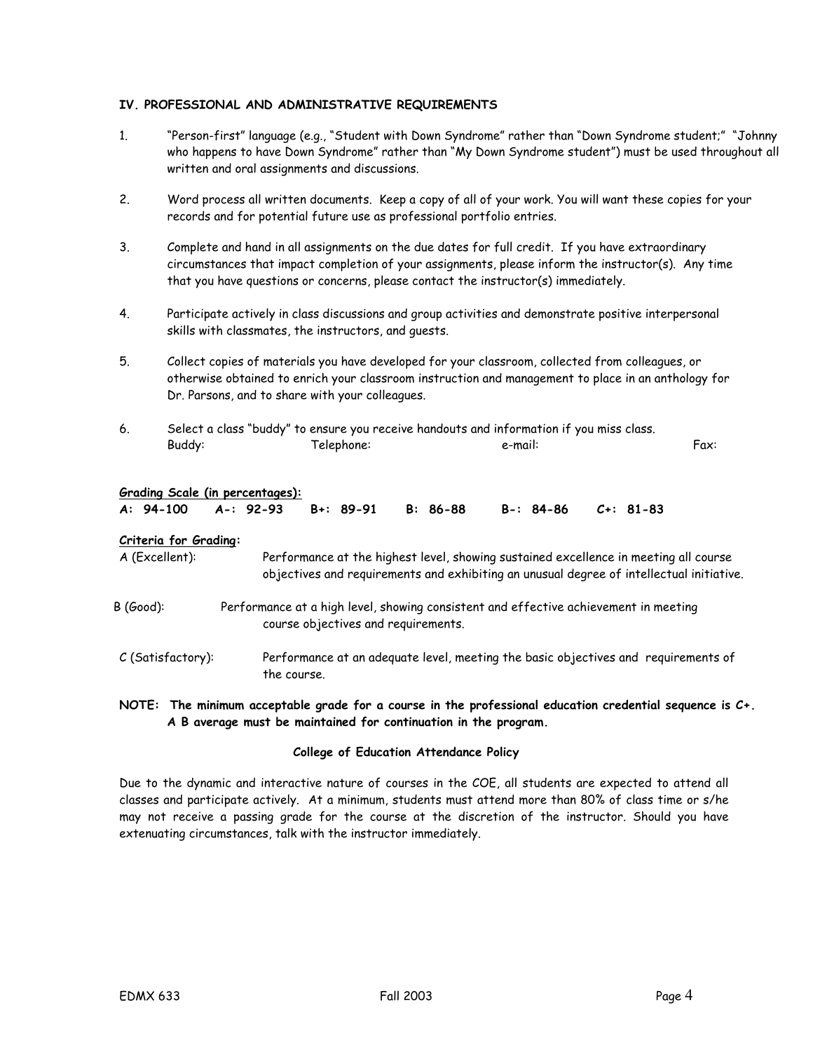### IV. PROFESSIONAL AND ADMINISTRATIVE REQUIREMENTS

1. "Person-first" language (e.g., "Student with Down Syndrome" rather than "Down Syndrome student;" "Johnny who happens to have Down Syndrome" rather than "My Down Syndrome student") must be used throughout all written and oral assignments and discussions.

2. Word process all written documents. Keep a copy of all of your work. You will want these copies for your records and for potential future use as professional portfolio entries.

3. Complete and hand in all assignments on the due dates for full credit. If you have extraordinary circumstances that impact completion of your assignments, please inform the instructor(s). Any time that you have questions or concerns, please contact the instructor(s) immediately.

4. Participate actively in class discussions and group activities and demonstrate positive interpersonal skills with classmates, the instructors, and guests.

5. Collect copies of materials you have developed for your classroom, collected from colleagues, or otherwise obtained to enrich your classroom instruction and management to place in an anthology for Dr. Parsons, and to share with your colleagues.

6. Select a class "buddy" to ensure you receive handouts and information if you miss class.
   Buddy: Telephone: e-mail: Fax:

**<u>Grading Scale (in percentages):</u>**

**A: 94-100 A-: 92-93 B+: 89-91 B: 86-88 B-: 84-86 C+: 81-83**

**<u>Criteria for Grading</u>:**

A (Excellent): Performance at the highest level, showing sustained excellence in meeting all course objectives and requirements and exhibiting an unusual degree of intellectual initiative.

B (Good): Performance at a high level, showing consistent and effective achievement in meeting course objectives and requirements.

C (Satisfactory): Performance at an adequate level, meeting the basic objectives and requirements of the course.

**NOTE: The minimum acceptable grade for a course in the professional education credential sequence is C+. A B average must be maintained for continuation in the program.**

**College of Education Attendance Policy**

Due to the dynamic and interactive nature of courses in the COE, all students are expected to attend all classes and participate actively. At a minimum, students must attend more than 80% of class time or s/he may not receive a passing grade for the course at the discretion of the instructor. Should you have extenuating circumstances, talk with the instructor immediately.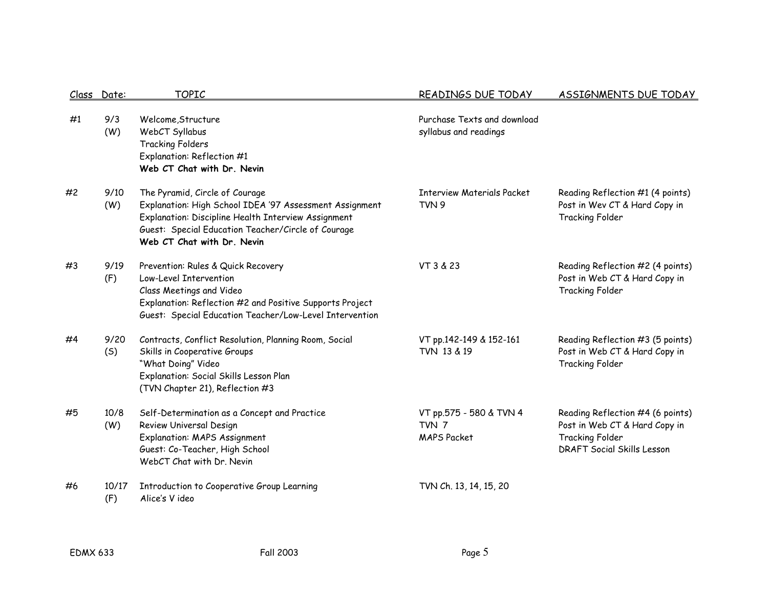| Class | Date: | TOPIC | READINGS DUE TODAY | ASSIGNMENTS DUE TODAY |
|---|---|---|---|---|
| #1 | 9/3 (W) | Welcome,Structure<br>WebCT Syllabus<br>Tracking Folders<br>Explanation: Reflection #1<br>**Web CT Chat with Dr. Nevin** | Purchase Texts and download syllabus and readings | |
| #2 | 9/10 (W) | The Pyramid, Circle of Courage<br>Explanation: High School IDEA '97 Assessment Assignment<br>Explanation: Discipline Health Interview Assignment<br>Guest: Special Education Teacher/Circle of Courage<br>**Web CT Chat with Dr. Nevin** | Interview Materials Packet<br>TVN 9 | Reading Reflection #1 (4 points) Post in Wev CT & Hard Copy in Tracking Folder |
| #3 | 9/19 (F) | Prevention: Rules & Quick Recovery<br>Low-Level Intervention<br>Class Meetings and Video<br>Explanation: Reflection #2 and Positive Supports Project<br>Guest: Special Education Teacher/Low-Level Intervention | VT 3 & 23 | Reading Reflection #2 (4 points) Post in Web CT & Hard Copy in Tracking Folder |
| #4 | 9/20 (S) | Contracts, Conflict Resolution, Planning Room, Social Skills in Cooperative Groups<br>"What Doing" Video<br>Explanation: Social Skills Lesson Plan (TVN Chapter 21), Reflection #3 | VT pp.142-149 & 152-161<br>TVN 13 & 19 | Reading Reflection #3 (5 points) Post in Web CT & Hard Copy in Tracking Folder |
| #5 | 10/8 (W) | Self-Determination as a Concept and Practice<br>Review Universal Design<br>Explanation: MAPS Assignment<br>Guest: Co-Teacher, High School<br>WebCT Chat with Dr. Nevin | VT pp.575 - 580 & TVN 4<br>TVN 7<br>MAPS Packet | Reading Reflection #4 (6 points) Post in Web CT & Hard Copy in Tracking Folder<br>DRAFT Social Skills Lesson |
| #6 | 10/17 (F) | Introduction to Cooperative Group Learning<br>Alice's V ideo | TVN Ch. 13, 14, 15, 20 | |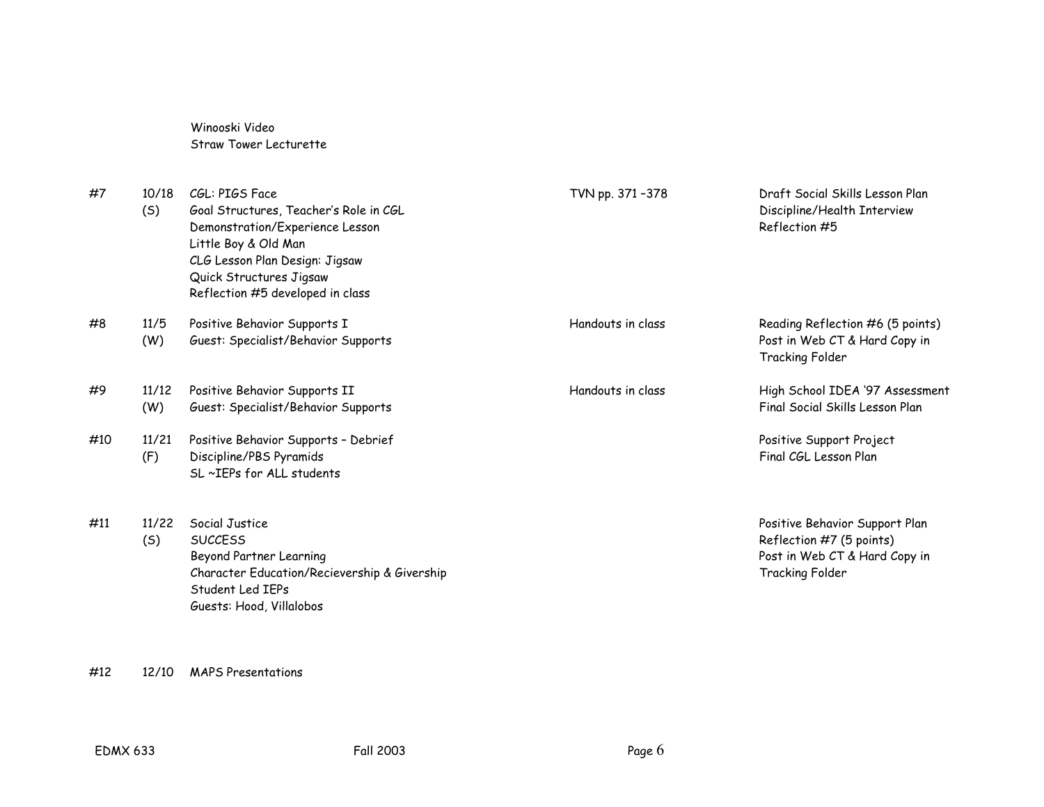| | | Winooski Video<br>Straw Tower Lecturette | | |
|---|---|---|---|---|
| #7 | 10/18<br>(S) | CGL: PIGS Face<br>Goal Structures, Teacher's Role in CGL<br>Demonstration/Experience Lesson<br>Little Boy & Old Man<br>CLG Lesson Plan Design: Jigsaw<br>Quick Structures Jigsaw<br>Reflection #5 developed in class | TVN pp. 371 –378 | Draft Social Skills Lesson Plan<br>Discipline/Health Interview<br>Reflection #5 |
| #8 | 11/5<br>(W) | Positive Behavior Supports I<br>Guest: Specialist/Behavior Supports | Handouts in class | Reading Reflection #6 (5 points)<br>Post in Web CT & Hard Copy in Tracking Folder |
| #9 | 11/12<br>(W) | Positive Behavior Supports II<br>Guest: Specialist/Behavior Supports | Handouts in class | High School IDEA '97 Assessment<br>Final Social Skills Lesson Plan |
| #10 | 11/21<br>(F) | Positive Behavior Supports – Debrief<br>Discipline/PBS Pyramids<br>SL ~IEPs for ALL students | | Positive Support Project<br>Final CGL Lesson Plan |
| #11 | 11/22<br>(S) | Social Justice<br>SUCCESS<br>Beyond Partner Learning<br>Character Education/Recieversship & Givership<br>Student Led IEPs<br>Guests: Hood, Villalobos | | Positive Behavior Support Plan<br>Reflection #7 (5 points)<br>Post in Web CT & Hard Copy in Tracking Folder |
| #12 | 12/10 | MAPS Presentations | | |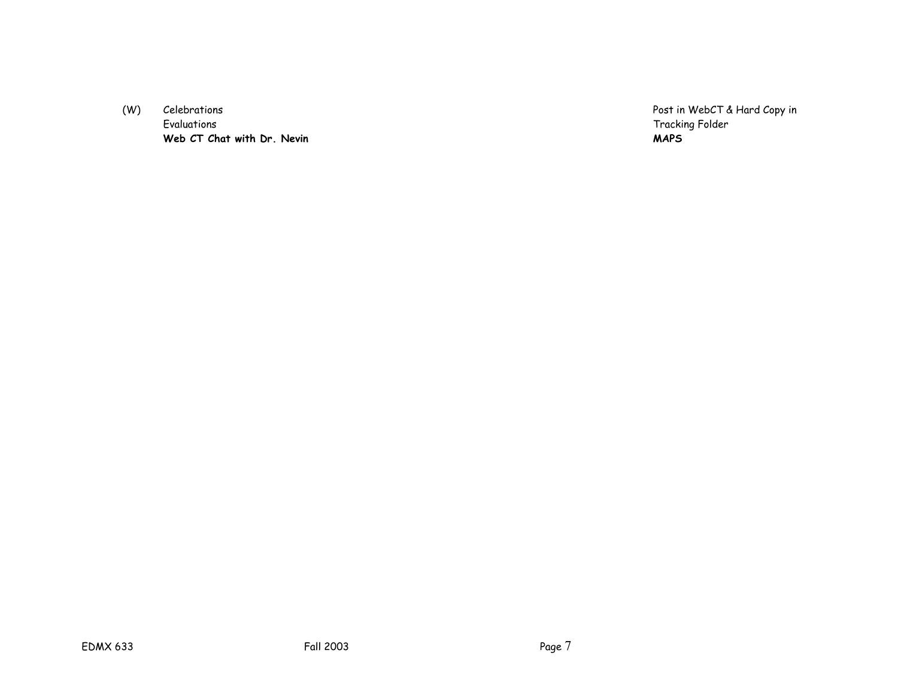| | | |
|---|---|---|
| (W) | Celebrations<br>Evaluations<br>**Web CT Chat with Dr. Nevin** | Post in WebCT & Hard Copy in Tracking Folder<br>**MAPS** |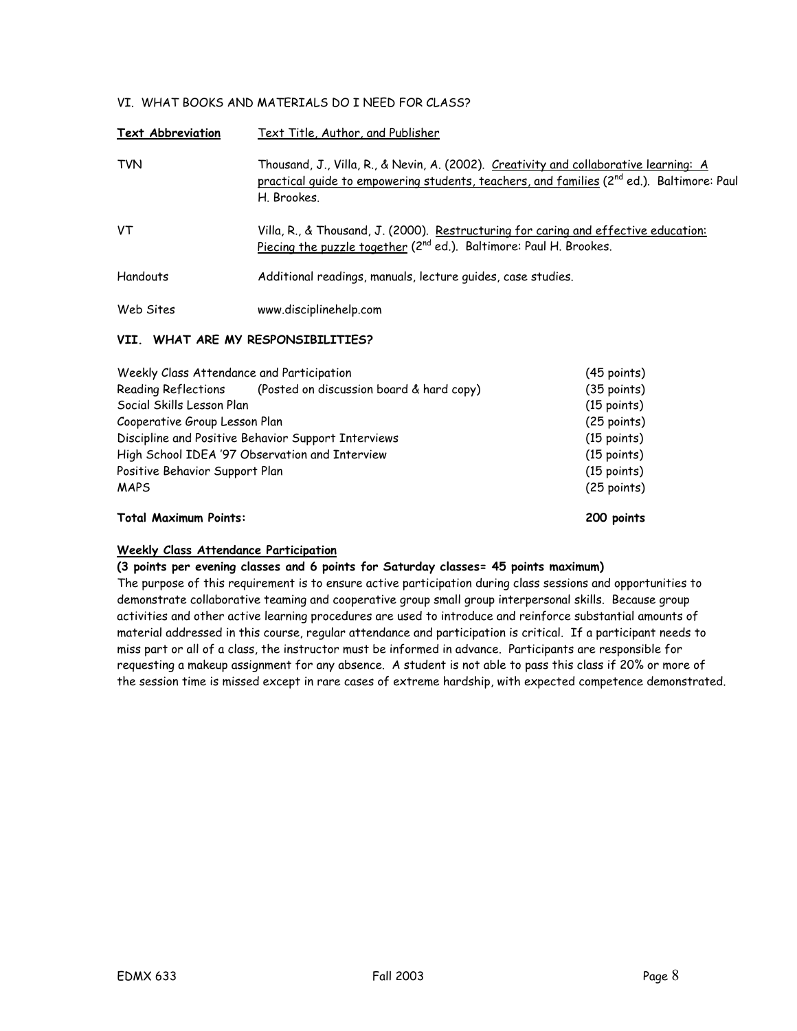## VI. WHAT BOOKS AND MATERIALS DO I NEED FOR CLASS?

| **Text Abbreviation** | Text Title, Author, and Publisher |
|---|---|
| TVN | Thousand, J., Villa, R., & Nevin, A. (2002). Creativity and collaborative learning: A practical guide to empowering students, teachers, and families (2nd ed.). Baltimore: Paul H. Brookes. |
| VT | Villa, R., & Thousand, J. (2000). Restructuring for caring and effective education: Piecing the puzzle together (2nd ed.). Baltimore: Paul H. Brookes. |
| Handouts | Additional readings, manuals, lecture guides, case studies. |
| Web Sites | www.disciplinehelp.com |

## VII. WHAT ARE MY RESPONSIBILITIES?

| | |
|---|---|
| Weekly Class Attendance and Participation | (45 points) |
| Reading Reflections (Posted on discussion board & hard copy) | (35 points) |
| Social Skills Lesson Plan | (15 points) |
| Cooperative Group Lesson Plan | (25 points) |
| Discipline and Positive Behavior Support Interviews | (15 points) |
| High School IDEA '97 Observation and Interview | (15 points) |
| Positive Behavior Support Plan | (15 points) |
| MAPS | (25 points) |
| **Total Maximum Points:** | **200 points** |

**Weekly Class Attendance Participation**

**(3 points per evening classes and 6 points for Saturday classes= 45 points maximum)**

The purpose of this requirement is to ensure active participation during class sessions and opportunities to demonstrate collaborative teaming and cooperative group small group interpersonal skills. Because group activities and other active learning procedures are used to introduce and reinforce substantial amounts of material addressed in this course, regular attendance and participation is critical. If a participant needs to miss part or all of a class, the instructor must be informed in advance. Participants are responsible for requesting a makeup assignment for any absence. A student is not able to pass this class if 20% or more of the session time is missed except in rare cases of extreme hardship, with expected competence demonstrated.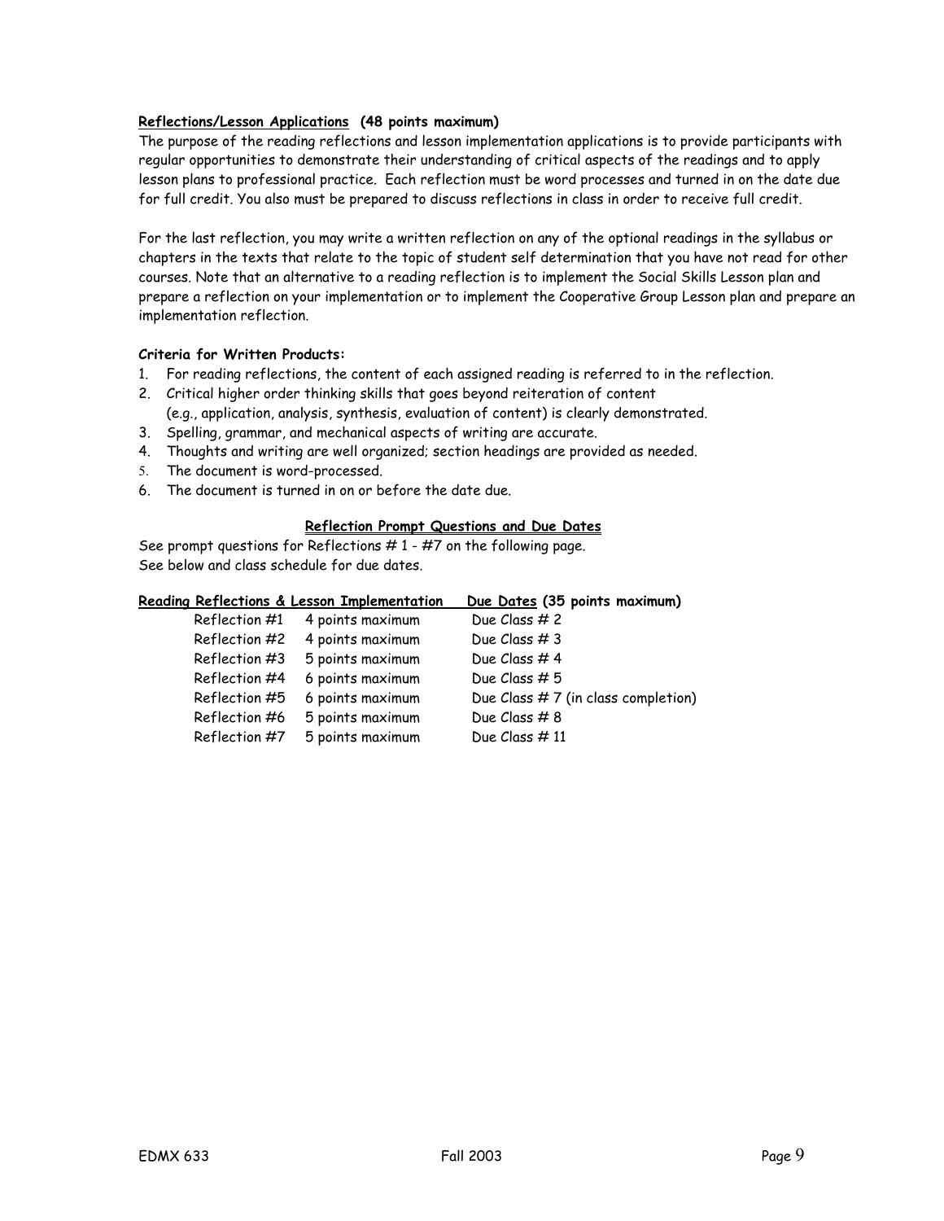**<u>Reflections/Lesson Applications</u> (48 points maximum)**

The purpose of the reading reflections and lesson implementation applications is to provide participants with regular opportunities to demonstrate their understanding of critical aspects of the readings and to apply lesson plans to professional practice. Each reflection must be word processes and turned in on the date due for full credit. You also must be prepared to discuss reflections in class in order to receive full credit.

For the last reflection, you may write a written reflection on any of the optional readings in the syllabus or chapters in the texts that relate to the topic of student self determination that you have not read for other courses. Note that an alternative to a reading reflection is to implement the Social Skills Lesson plan and prepare a reflection on your implementation or to implement the Cooperative Group Lesson plan and prepare an implementation reflection.

**Criteria for Written Products:**

1. For reading reflections, the content of each assigned reading is referred to in the reflection.
2. Critical higher order thinking skills that goes beyond reiteration of content (e.g., application, analysis, synthesis, evaluation of content) is clearly demonstrated.
3. Spelling, grammar, and mechanical aspects of writing are accurate.
4. Thoughts and writing are well organized; section headings are provided as needed.
5. The document is word-processed.
6. The document is turned in on or before the date due.

**<u>Reflection Prompt Questions and Due Dates</u>**

See prompt questions for Reflections # 1 - #7 on the following page.
See below and class schedule for due dates.

| **<u>Reading Reflections & Lesson Implementation</u>** | | **<u>Due Dates</u> (35 points maximum)** |
|---|---|---|
| Reflection #1 | 4 points maximum | Due Class # 2 |
| Reflection #2 | 4 points maximum | Due Class # 3 |
| Reflection #3 | 5 points maximum | Due Class # 4 |
| Reflection #4 | 6 points maximum | Due Class # 5 |
| Reflection #5 | 6 points maximum | Due Class # 7 (in class completion) |
| Reflection #6 | 5 points maximum | Due Class # 8 |
| Reflection #7 | 5 points maximum | Due Class # 11 |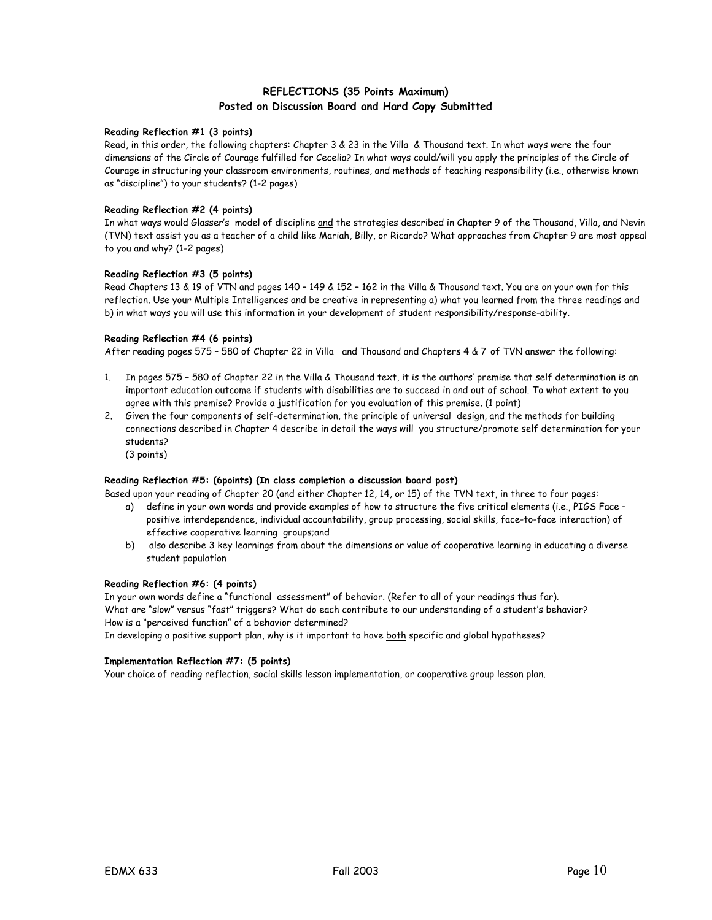## REFLECTIONS (35 Points Maximum)
## Posted on Discussion Board and Hard Copy Submitted

**Reading Reflection #1 (3 points)**

Read, in this order, the following chapters: Chapter 3 & 23 in the Villa & Thousand text. In what ways were the four dimensions of the Circle of Courage fulfilled for Cecelia? In what ways could/will you apply the principles of the Circle of Courage in structuring your classroom environments, routines, and methods of teaching responsibility (i.e., otherwise known as "discipline") to your students? (1-2 pages)

**Reading Reflection #2 (4 points)**

In what ways would Glasser's model of discipline <u>and</u> the strategies described in Chapter 9 of the Thousand, Villa, and Nevin (TVN) text assist you as a teacher of a child like Mariah, Billy, or Ricardo? What approaches from Chapter 9 are most appeal to you and why? (1-2 pages)

**Reading Reflection #3 (5 points)**

Read Chapters 13 & 19 of VTN and pages 140 – 149 & 152 – 162 in the Villa & Thousand text. You are on your own for this reflection. Use your Multiple Intelligences and be creative in representing a) what you learned from the three readings and b) in what ways you will use this information in your development of student responsibility/response-ability.

**Reading Reflection #4 (6 points)**

After reading pages 575 – 580 of Chapter 22 in Villa and Thousand and Chapters 4 & 7 of TVN answer the following:

1. In pages 575 – 580 of Chapter 22 in the Villa & Thousand text, it is the authors' premise that self determination is an important education outcome if students with disabilities are to succeed in and out of school. To what extent to you agree with this premise? Provide a justification for you evaluation of this premise. (1 point)
2. Given the four components of self-determination, the principle of universal design, and the methods for building connections described in Chapter 4 describe in detail the ways will you structure/promote self determination for your students?
   (3 points)

**Reading Reflection #5: (6points) (In class completion o discussion board post)**

Based upon your reading of Chapter 20 (and either Chapter 12, 14, or 15) of the TVN text, in three to four pages:

a) define in your own words and provide examples of how to structure the five critical elements (i.e., PIGS Face – positive interdependence, individual accountability, group processing, social skills, face-to-face interaction) of effective cooperative learning groups;and
b) also describe 3 key learnings from about the dimensions or value of cooperative learning in educating a diverse student population

**Reading Reflection #6: (4 points)**

In your own words define a "functional assessment" of behavior. (Refer to all of your readings thus far).
What are "slow" versus "fast" triggers? What do each contribute to our understanding of a student's behavior?
How is a "perceived function" of a behavior determined?
In developing a positive support plan, why is it important to have <u>both</u> specific and global hypotheses?

**Implementation Reflection #7: (5 points)**

Your choice of reading reflection, social skills lesson implementation, or cooperative group lesson plan.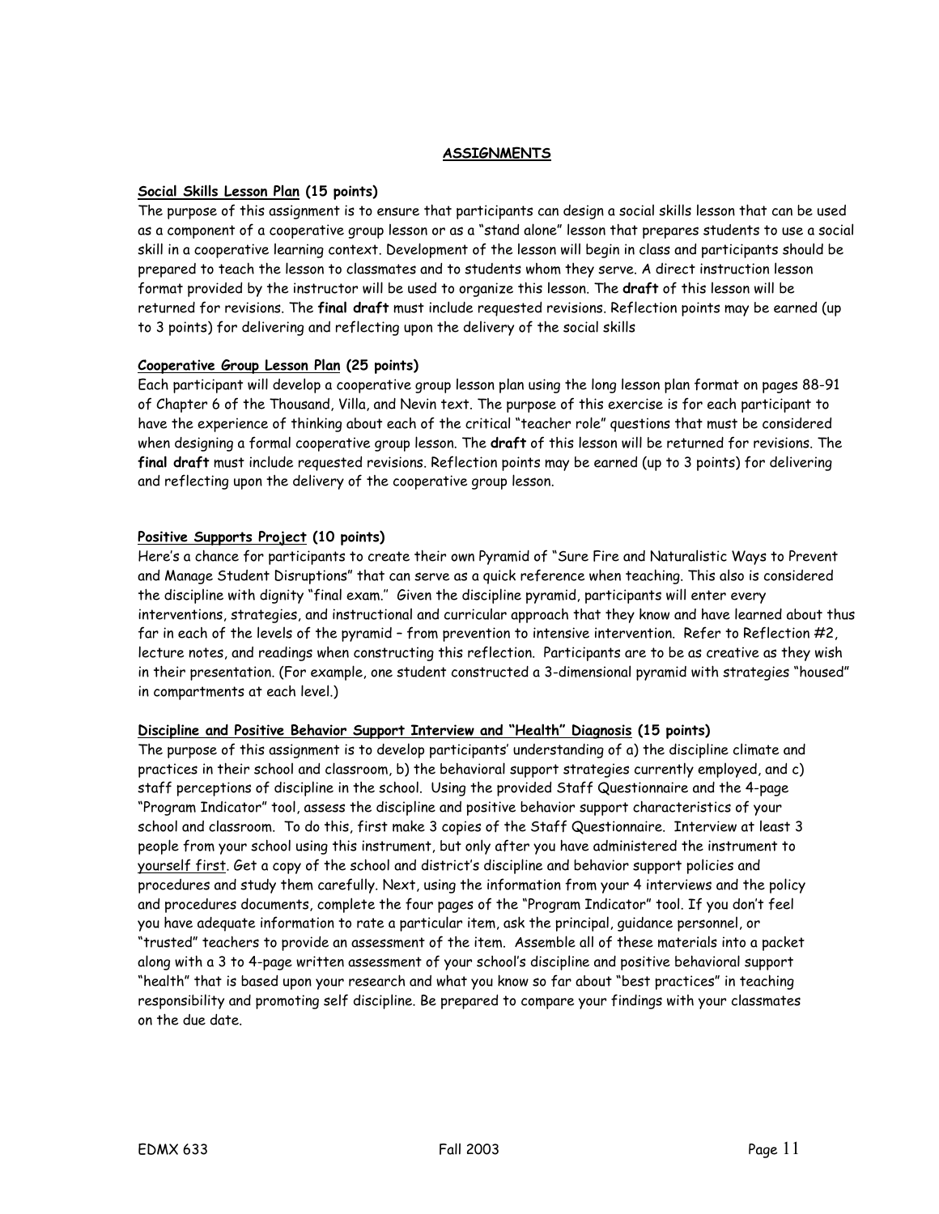## ASSIGNMENTS

**Social Skills Lesson Plan (15 points)**

The purpose of this assignment is to ensure that participants can design a social skills lesson that can be used as a component of a cooperative group lesson or as a "stand alone" lesson that prepares students to use a social skill in a cooperative learning context. Development of the lesson will begin in class and participants should be prepared to teach the lesson to classmates and to students whom they serve. A direct instruction lesson format provided by the instructor will be used to organize this lesson. The **draft** of this lesson will be returned for revisions. The **final draft** must include requested revisions. Reflection points may be earned (up to 3 points) for delivering and reflecting upon the delivery of the social skills

**Cooperative Group Lesson Plan (25 points)**

Each participant will develop a cooperative group lesson plan using the long lesson plan format on pages 88-91 of Chapter 6 of the Thousand, Villa, and Nevin text. The purpose of this exercise is for each participant to have the experience of thinking about each of the critical "teacher role" questions that must be considered when designing a formal cooperative group lesson. The **draft** of this lesson will be returned for revisions. The **final draft** must include requested revisions. Reflection points may be earned (up to 3 points) for delivering and reflecting upon the delivery of the cooperative group lesson.

**Positive Supports Project (10 points)**

Here's a chance for participants to create their own Pyramid of "Sure Fire and Naturalistic Ways to Prevent and Manage Student Disruptions" that can serve as a quick reference when teaching. This also is considered the discipline with dignity "final exam." Given the discipline pyramid, participants will enter every interventions, strategies, and instructional and curricular approach that they know and have learned about thus far in each of the levels of the pyramid – from prevention to intensive intervention. Refer to Reflection #2, lecture notes, and readings when constructing this reflection. Participants are to be as creative as they wish in their presentation. (For example, one student constructed a 3-dimensional pyramid with strategies "housed" in compartments at each level.)

**Discipline and Positive Behavior Support Interview and "Health" Diagnosis (15 points)**

The purpose of this assignment is to develop participants' understanding of a) the discipline climate and practices in their school and classroom, b) the behavioral support strategies currently employed, and c) staff perceptions of discipline in the school. Using the provided Staff Questionnaire and the 4-page "Program Indicator" tool, assess the discipline and positive behavior support characteristics of your school and classroom. To do this, first make 3 copies of the Staff Questionnaire. Interview at least 3 people from your school using this instrument, but only after you have administered the instrument to yourself first. Get a copy of the school and district's discipline and behavior support policies and procedures and study them carefully. Next, using the information from your 4 interviews and the policy and procedures documents, complete the four pages of the "Program Indicator" tool. If you don't feel you have adequate information to rate a particular item, ask the principal, guidance personnel, or "trusted" teachers to provide an assessment of the item. Assemble all of these materials into a packet along with a 3 to 4-page written assessment of your school's discipline and positive behavioral support "health" that is based upon your research and what you know so far about "best practices" in teaching responsibility and promoting self discipline. Be prepared to compare your findings with your classmates on the due date.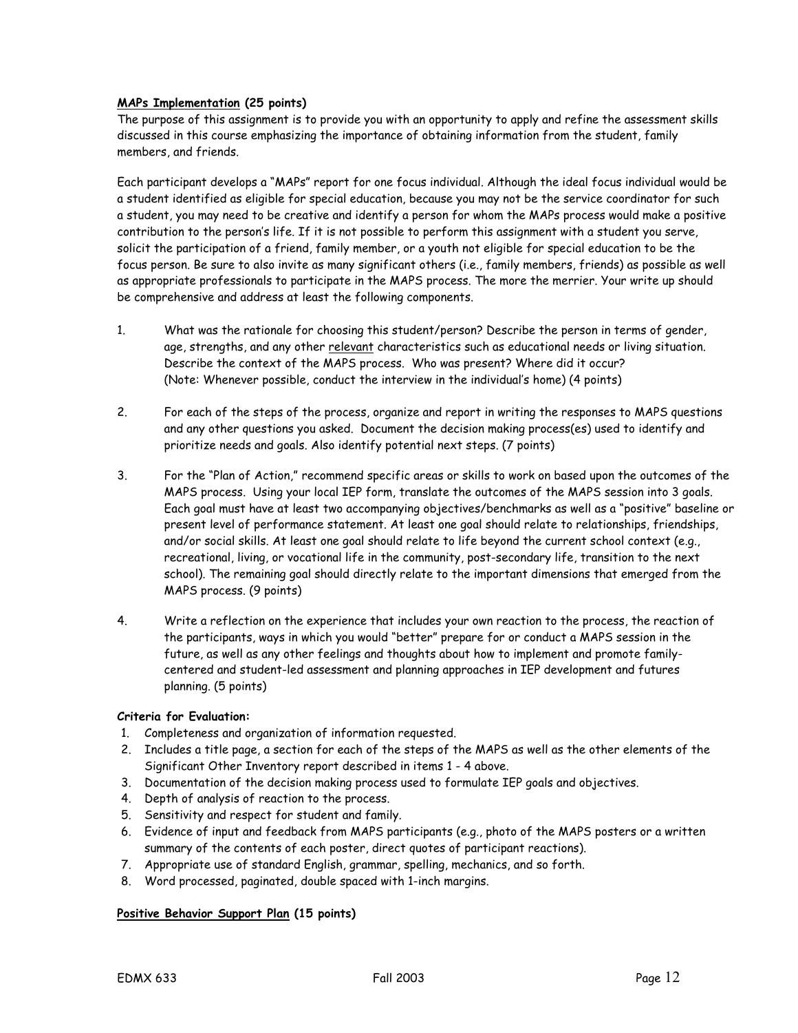**<u>MAPs Implementation</u> (25 points)**

The purpose of this assignment is to provide you with an opportunity to apply and refine the assessment skills discussed in this course emphasizing the importance of obtaining information from the student, family members, and friends.

Each participant develops a "MAPs" report for one focus individual. Although the ideal focus individual would be a student identified as eligible for special education, because you may not be the service coordinator for such a student, you may need to be creative and identify a person for whom the MAPs process would make a positive contribution to the person's life. If it is not possible to perform this assignment with a student you serve, solicit the participation of a friend, family member, or a youth not eligible for special education to be the focus person. Be sure to also invite as many significant others (i.e., family members, friends) as possible as well as appropriate professionals to participate in the MAPS process. The more the merrier. Your write up should be comprehensive and address at least the following components.

1. What was the rationale for choosing this student/person? Describe the person in terms of gender, age, strengths, and any other <u>relevant</u> characteristics such as educational needs or living situation. Describe the context of the MAPS process. Who was present? Where did it occur? (Note: Whenever possible, conduct the interview in the individual's home) (4 points)

2. For each of the steps of the process, organize and report in writing the responses to MAPS questions and any other questions you asked. Document the decision making process(es) used to identify and prioritize needs and goals. Also identify potential next steps. (7 points)

3. For the "Plan of Action," recommend specific areas or skills to work on based upon the outcomes of the MAPS process. Using your local IEP form, translate the outcomes of the MAPS session into 3 goals. Each goal must have at least two accompanying objectives/benchmarks as well as a "positive" baseline or present level of performance statement. At least one goal should relate to relationships, friendships, and/or social skills. At least one goal should relate to life beyond the current school context (e.g., recreational, living, or vocational life in the community, post-secondary life, transition to the next school). The remaining goal should directly relate to the important dimensions that emerged from the MAPS process. (9 points)

4. Write a reflection on the experience that includes your own reaction to the process, the reaction of the participants, ways in which you would "better" prepare for or conduct a MAPS session in the future, as well as any other feelings and thoughts about how to implement and promote family-centered and student-led assessment and planning approaches in IEP development and futures planning. (5 points)

**Criteria for Evaluation:**

1. Completeness and organization of information requested.
2. Includes a title page, a section for each of the steps of the MAPS as well as the other elements of the Significant Other Inventory report described in items 1 - 4 above.
3. Documentation of the decision making process used to formulate IEP goals and objectives.
4. Depth of analysis of reaction to the process.
5. Sensitivity and respect for student and family.
6. Evidence of input and feedback from MAPS participants (e.g., photo of the MAPS posters or a written summary of the contents of each poster, direct quotes of participant reactions).
7. Appropriate use of standard English, grammar, spelling, mechanics, and so forth.
8. Word processed, paginated, double spaced with 1-inch margins.

**<u>Positive Behavior Support Plan</u> (15 points)**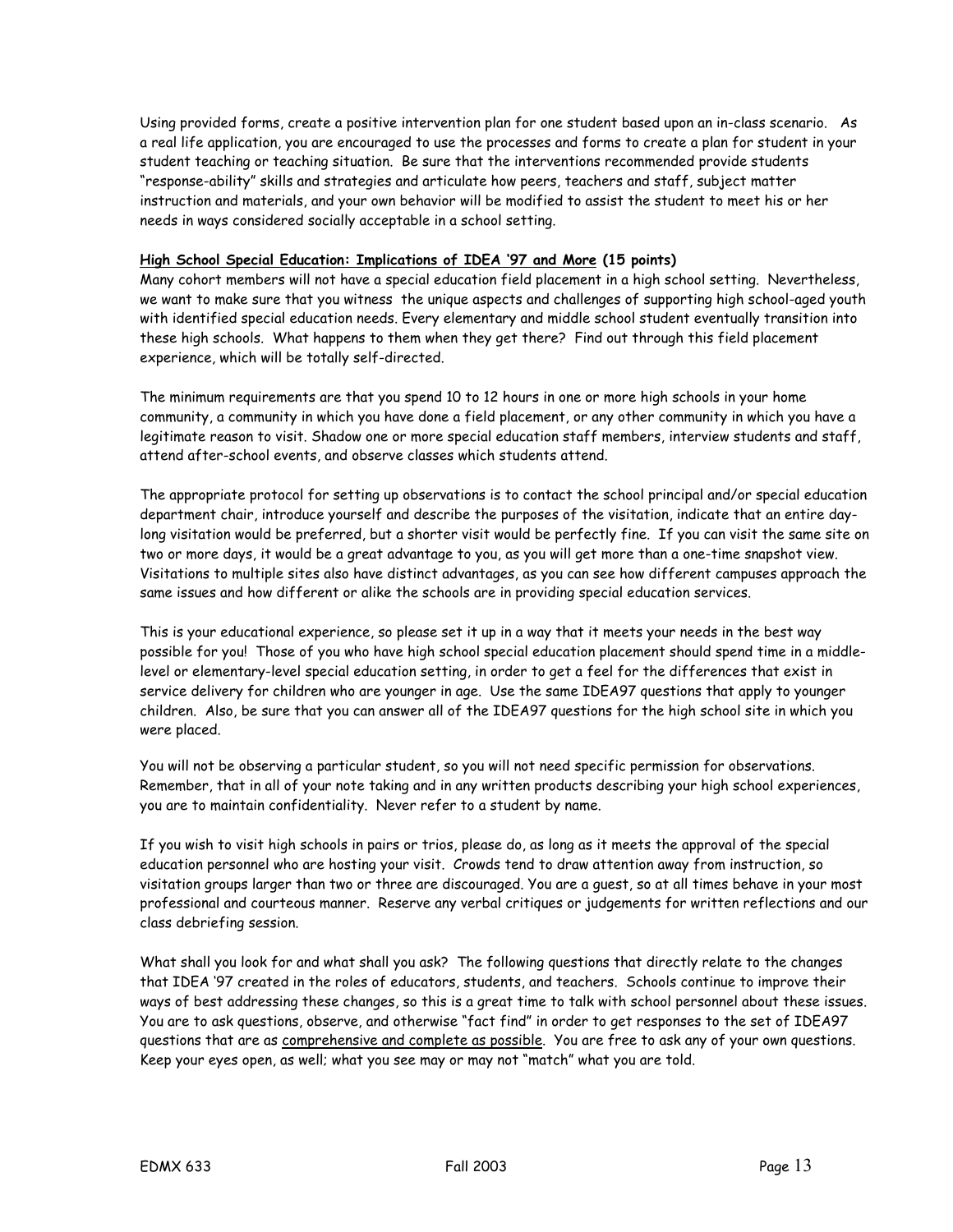Using provided forms, create a positive intervention plan for one student based upon an in-class scenario. As a real life application, you are encouraged to use the processes and forms to create a plan for student in your student teaching or teaching situation. Be sure that the interventions recommended provide students "response-ability" skills and strategies and articulate how peers, teachers and staff, subject matter instruction and materials, and your own behavior will be modified to assist the student to meet his or her needs in ways considered socially acceptable in a school setting.

**High School Special Education: Implications of IDEA '97 and More (15 points)**

Many cohort members will not have a special education field placement in a high school setting. Nevertheless, we want to make sure that you witness the unique aspects and challenges of supporting high school-aged youth with identified special education needs. Every elementary and middle school student eventually transition into these high schools. What happens to them when they get there? Find out through this field placement experience, which will be totally self-directed.

The minimum requirements are that you spend 10 to 12 hours in one or more high schools in your home community, a community in which you have done a field placement, or any other community in which you have a legitimate reason to visit. Shadow one or more special education staff members, interview students and staff, attend after-school events, and observe classes which students attend.

The appropriate protocol for setting up observations is to contact the school principal and/or special education department chair, introduce yourself and describe the purposes of the visitation, indicate that an entire day-long visitation would be preferred, but a shorter visit would be perfectly fine. If you can visit the same site on two or more days, it would be a great advantage to you, as you will get more than a one-time snapshot view. Visitations to multiple sites also have distinct advantages, as you can see how different campuses approach the same issues and how different or alike the schools are in providing special education services.

This is your educational experience, so please set it up in a way that it meets your needs in the best way possible for you! Those of you who have high school special education placement should spend time in a middle-level or elementary-level special education setting, in order to get a feel for the differences that exist in service delivery for children who are younger in age. Use the same IDEA97 questions that apply to younger children. Also, be sure that you can answer all of the IDEA97 questions for the high school site in which you were placed.

You will not be observing a particular student, so you will not need specific permission for observations. Remember, that in all of your note taking and in any written products describing your high school experiences, you are to maintain confidentiality. Never refer to a student by name.

If you wish to visit high schools in pairs or trios, please do, as long as it meets the approval of the special education personnel who are hosting your visit. Crowds tend to draw attention away from instruction, so visitation groups larger than two or three are discouraged. You are a guest, so at all times behave in your most professional and courteous manner. Reserve any verbal critiques or judgements for written reflections and our class debriefing session.

What shall you look for and what shall you ask? The following questions that directly relate to the changes that IDEA '97 created in the roles of educators, students, and teachers. Schools continue to improve their ways of best addressing these changes, so this is a great time to talk with school personnel about these issues. You are to ask questions, observe, and otherwise "fact find" in order to get responses to the set of IDEA97 questions that are as <u>comprehensive and complete as possible</u>. You are free to ask any of your own questions. Keep your eyes open, as well; what you see may or may not "match" what you are told.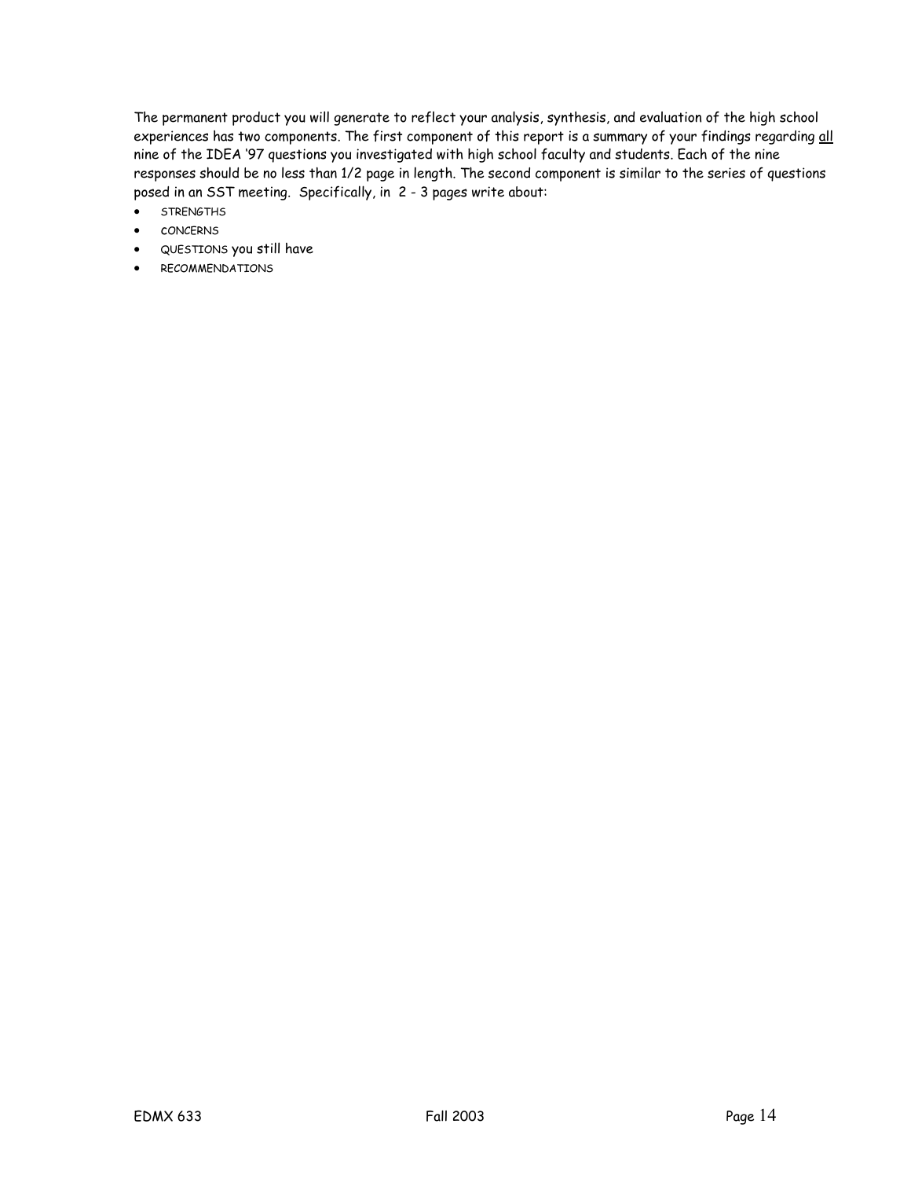The permanent product you will generate to reflect your analysis, synthesis, and evaluation of the high school experiences has two components. The first component of this report is a summary of your findings regarding <u>all</u> nine of the IDEA '97 questions you investigated with high school faculty and students. Each of the nine responses should be no less than 1/2 page in length. The second component is similar to the series of questions posed in an SST meeting. Specifically, in 2 - 3 pages write about:

- STRENGTHS
- CONCERNS
- QUESTIONS you still have
- RECOMMENDATIONS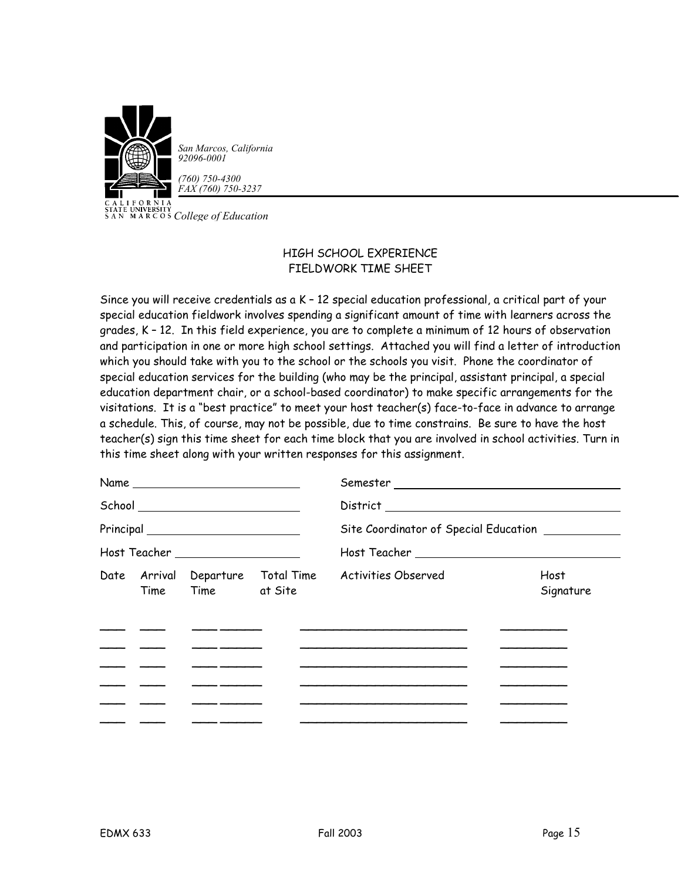San Marcos, California
92096-0001

(760) 750-4300
FAX (760) 750-3237

CALIFORNIA STATE UNIVERSITY SAN MARCOS *College of Education*

## HIGH SCHOOL EXPERIENCE
## FIELDWORK TIME SHEET

Since you will receive credentials as a K – 12 special education professional, a critical part of your special education fieldwork involves spending a significant amount of time with learners across the grades, K – 12. In this field experience, you are to complete a minimum of 12 hours of observation and participation in one or more high school settings. Attached you will find a letter of introduction which you should take with you to the school or the schools you visit. Phone the coordinator of special education services for the building (who may be the principal, assistant principal, a special education department chair, or a school-based coordinator) to make specific arrangements for the visitations. It is a "best practice" to meet your host teacher(s) face-to-face in advance to arrange a schedule. This, of course, may not be possible, due to time constrains. Be sure to have the host teacher(s) sign this time sheet for each time block that you are involved in school activities. Turn in this time sheet along with your written responses for this assignment.

Name ______________________ Semester ______________________

School ______________________ District ______________________

Principal ______________________ Site Coordinator of Special Education ____________

Host Teacher ______________________ Host Teacher ______________________

| Date | Arrival Time | Departure Time | Total Time at Site | Activities Observed | Host Signature |
|---|---|---|---|---|---|
| | | | | | |
| | | | | | |
| | | | | | |
| | | | | | |
| | | | | | |
| | | | | | |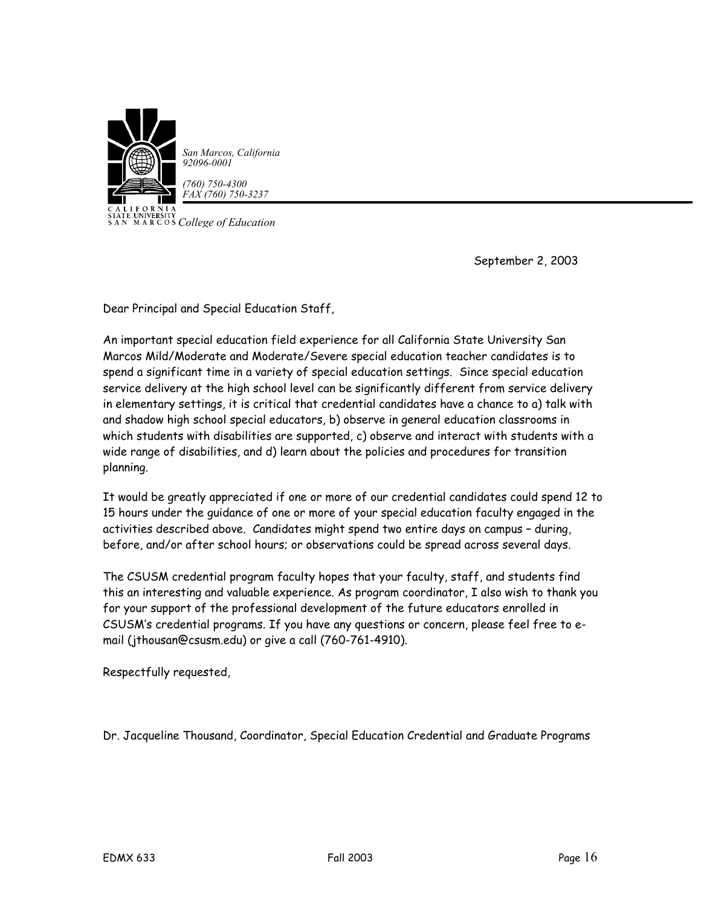San Marcos, California
92096-0001

(760) 750-4300
FAX (760) 750-3237

CALIFORNIA STATE UNIVERSITY SAN MARCOS *College of Education*

September 2, 2003

Dear Principal and Special Education Staff,

An important special education field experience for all California State University San Marcos Mild/Moderate and Moderate/Severe special education teacher candidates is to spend a significant time in a variety of special education settings. Since special education service delivery at the high school level can be significantly different from service delivery in elementary settings, it is critical that credential candidates have a chance to a) talk with and shadow high school special educators, b) observe in general education classrooms in which students with disabilities are supported, c) observe and interact with students with a wide range of disabilities, and d) learn about the policies and procedures for transition planning.

It would be greatly appreciated if one or more of our credential candidates could spend 12 to 15 hours under the guidance of one or more of your special education faculty engaged in the activities described above. Candidates might spend two entire days on campus – during, before, and/or after school hours; or observations could be spread across several days.

The CSUSM credential program faculty hopes that your faculty, staff, and students find this an interesting and valuable experience. As program coordinator, I also wish to thank you for your support of the professional development of the future educators enrolled in CSUSM's credential programs. If you have any questions or concern, please feel free to e-mail (jthousan@csusm.edu) or give a call (760-761-4910).

Respectfully requested,

Dr. Jacqueline Thousand, Coordinator, Special Education Credential and Graduate Programs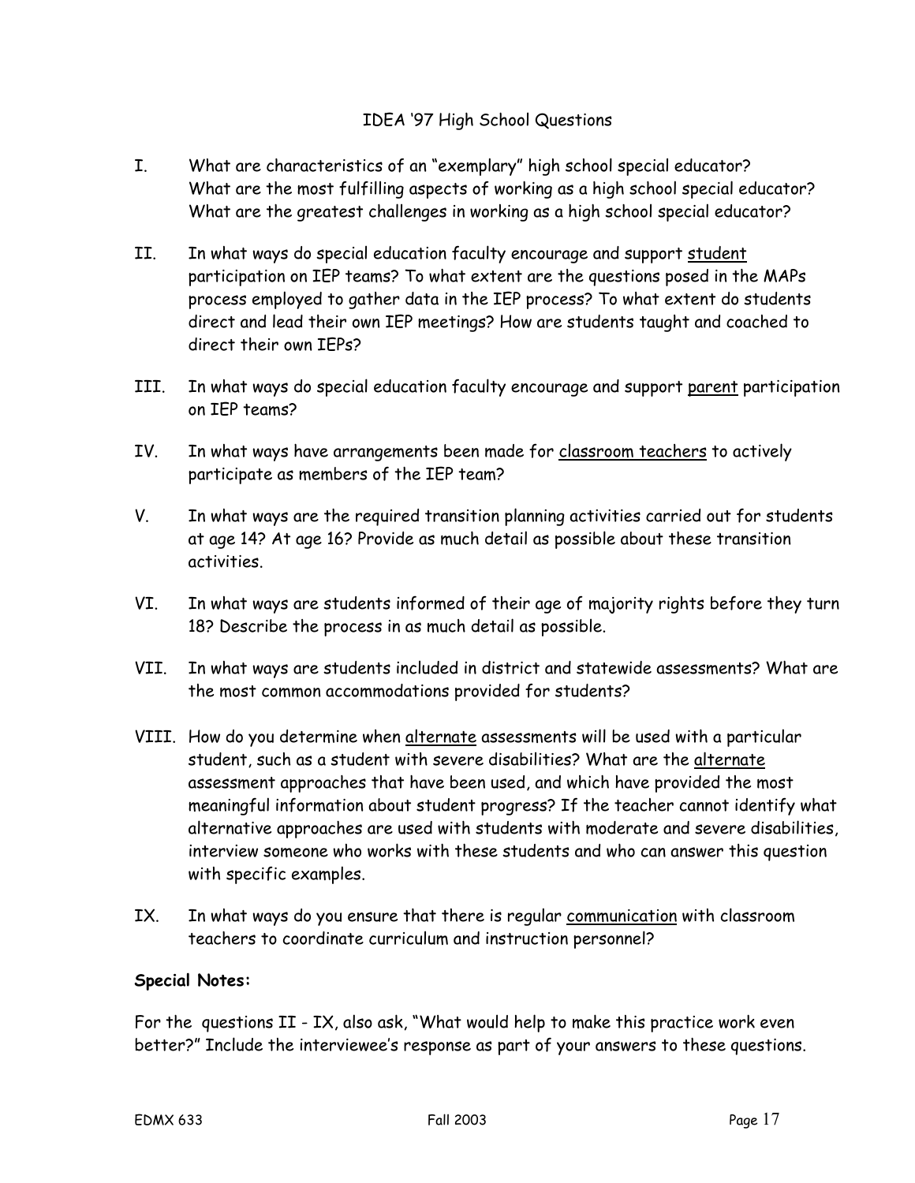# IDEA '97 High School Questions

I. What are characteristics of an "exemplary" high school special educator? What are the most fulfilling aspects of working as a high school special educator? What are the greatest challenges in working as a high school special educator?

II. In what ways do special education faculty encourage and support <u>student</u> participation on IEP teams? To what extent are the questions posed in the MAPs process employed to gather data in the IEP process? To what extent do students direct and lead their own IEP meetings? How are students taught and coached to direct their own IEPs?

III. In what ways do special education faculty encourage and support <u>parent</u> participation on IEP teams?

IV. In what ways have arrangements been made for <u>classroom teachers</u> to actively participate as members of the IEP team?

V. In what ways are the required transition planning activities carried out for students at age 14? At age 16? Provide as much detail as possible about these transition activities.

VI. In what ways are students informed of their age of majority rights before they turn 18? Describe the process in as much detail as possible.

VII. In what ways are students included in district and statewide assessments? What are the most common accommodations provided for students?

VIII. How do you determine when <u>alternate</u> assessments will be used with a particular student, such as a student with severe disabilities? What are the <u>alternate</u> assessment approaches that have been used, and which have provided the most meaningful information about student progress? If the teacher cannot identify what alternative approaches are used with students with moderate and severe disabilities, interview someone who works with these students and who can answer this question with specific examples.

IX. In what ways do you ensure that there is regular <u>communication</u> with classroom teachers to coordinate curriculum and instruction personnel?

**Special Notes:**

For the questions II - IX, also ask, "What would help to make this practice work even better?" Include the interviewee's response as part of your answers to these questions.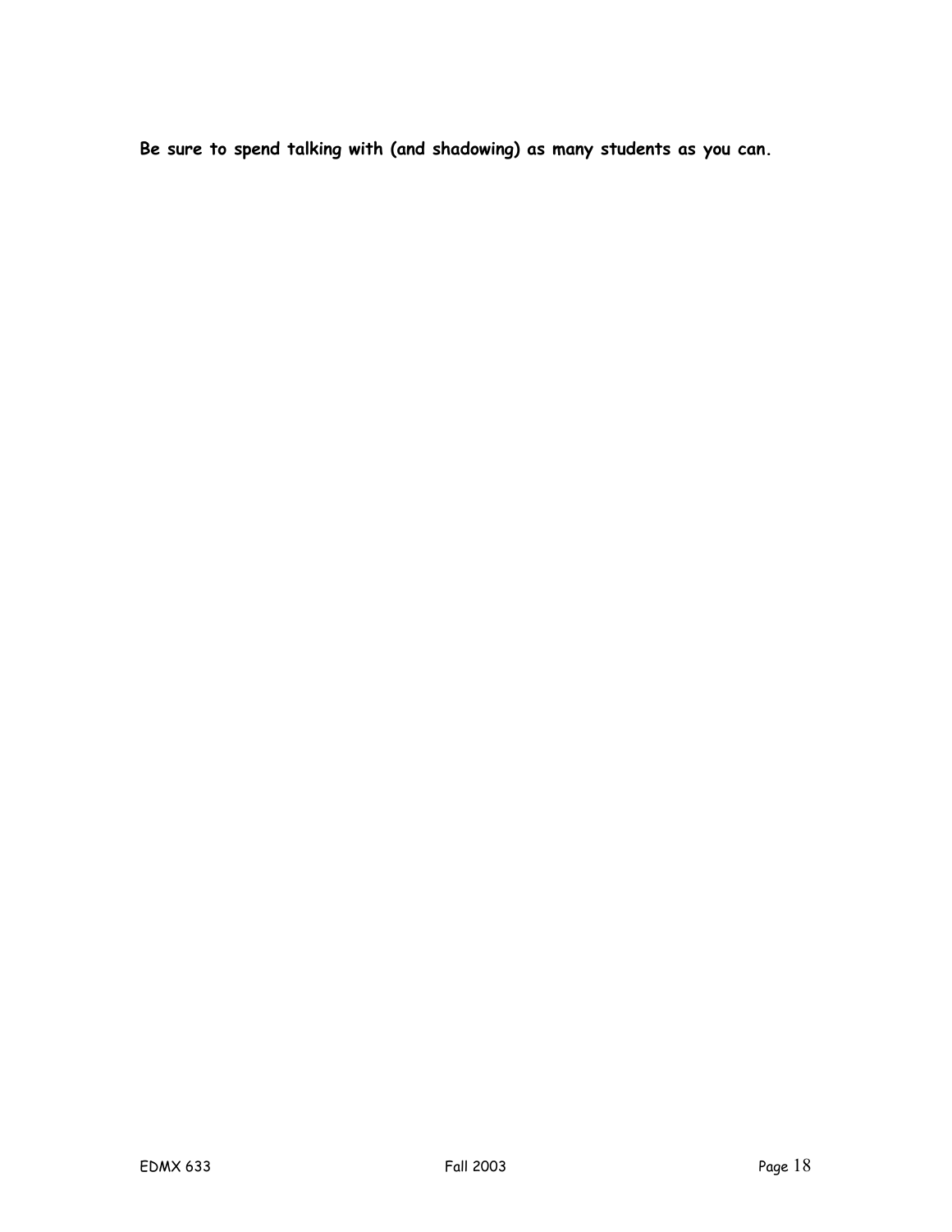**Be sure to spend talking with (and shadowing) as many students as you can.**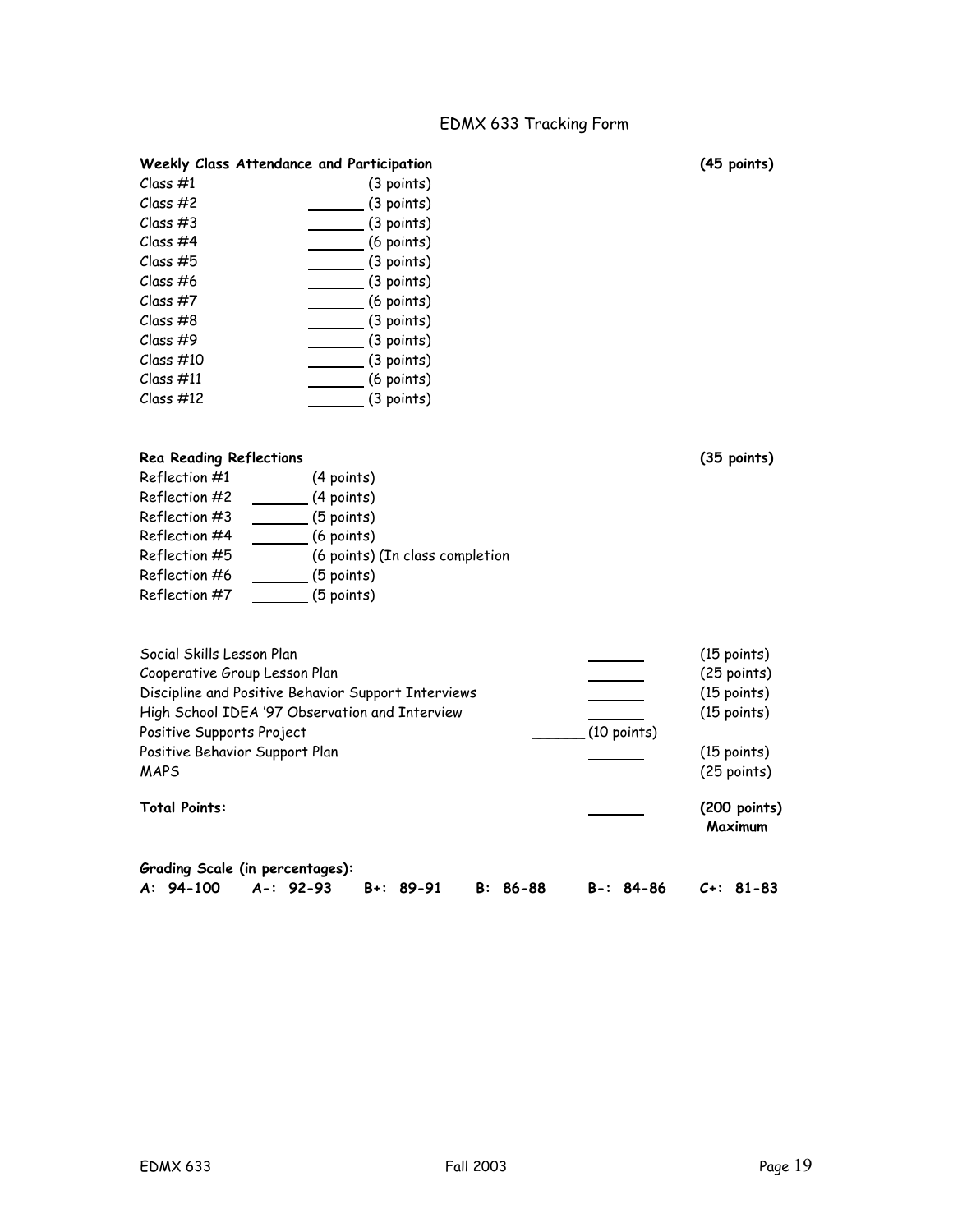# EDMX 633 Tracking Form

**Weekly Class Attendance and Participation** **(45 points)**

| | | |
|---|---|---|
| Class #1 | _______ | (3 points) |
| Class #2 | _______ | (3 points) |
| Class #3 | _______ | (3 points) |
| Class #4 | _______ | (6 points) |
| Class #5 | _______ | (3 points) |
| Class #6 | _______ | (3 points) |
| Class #7 | _______ | (6 points) |
| Class #8 | _______ | (3 points) |
| Class #9 | _______ | (3 points) |
| Class #10 | _______ | (3 points) |
| Class #11 | _______ | (6 points) |
| Class #12 | _______ | (3 points) |

**Rea Reading Reflections** **(35 points)**

| | | |
|---|---|---|
| Reflection #1 | _______ | (4 points) |
| Reflection #2 | _______ | (4 points) |
| Reflection #3 | _______ | (5 points) |
| Reflection #4 | _______ | (6 points) |
| Reflection #5 | _______ | (6 points) (In class completion |
| Reflection #6 | _______ | (5 points) |
| Reflection #7 | _______ | (5 points) |

| | | |
|---|---|---|
| Social Skills Lesson Plan | _______ | (15 points) |
| Cooperative Group Lesson Plan | _______ | (25 points) |
| Discipline and Positive Behavior Support Interviews | _______ | (15 points) |
| High School IDEA '97 Observation and Interview | _______ | (15 points) |
| Positive Supports Project | _______ (10 points) | |
| Positive Behavior Support Plan | _______ | (15 points) |
| MAPS | _______ | (25 points) |
| **Total Points:** | _______ | **(200 points) Maximum** |

***Grading Scale (in percentages):***

**A: 94-100  A-: 92-93  B+: 89-91  B: 86-88  B-: 84-86  C+: 81-83**